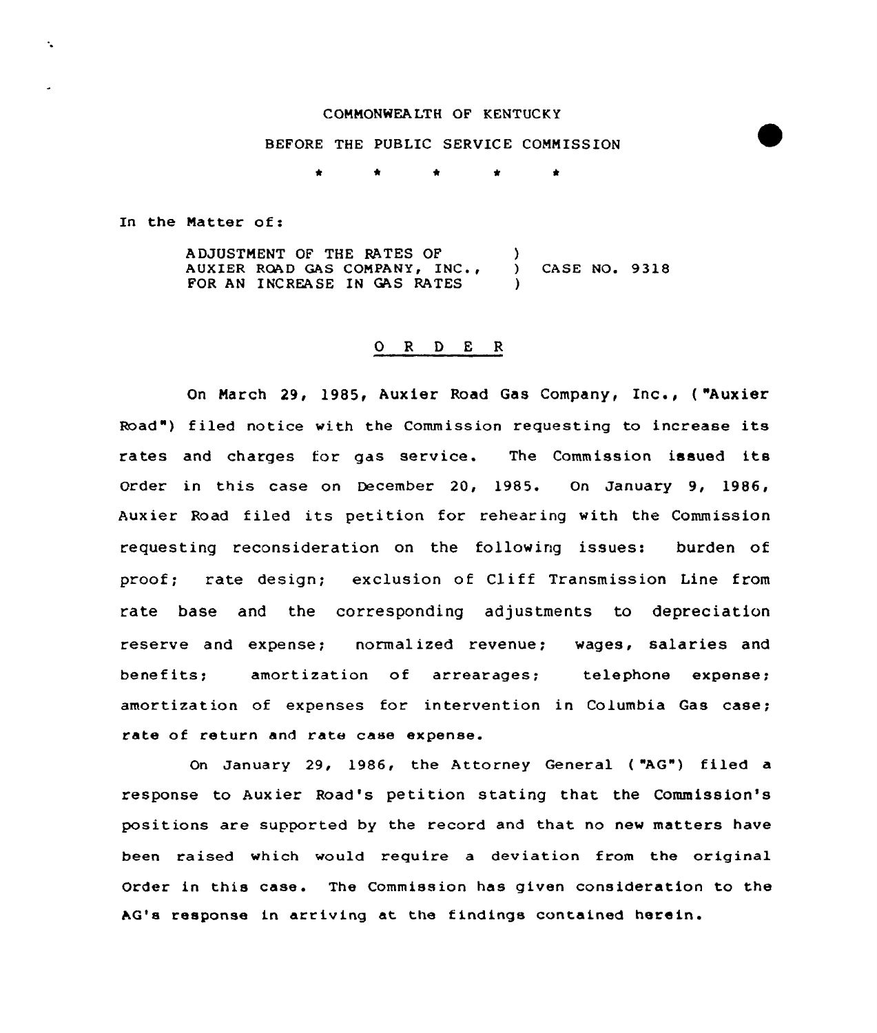COMMONWEALTH OF KENTUCKY

BEFORE THE PUBLIC SERVICE COMMISSION

\* \* \* \* \*

In the Matter of:

ADJUSTMENT OF THE RATES OF AUXIER ROAD GAS COMPANY, INC., FOR AN INCREASE IN GAS RATES ) CASE NO. 9318

## O R D E R

On March 29, 1985, Auxier Road Gas Company, Inc., ("Auxier Road") filed notice with the Commission requesting to increase its rates and charges for gas service. The Commission issued its Order in this case on December 20, 1985. On January 9, 1986, Auxier Road filed its petition for rehearing with the Commission requesting reconsideration on the following issues: burden of proof; rate design; exclusion of Cliff Transmission Line from rate base and the corresponding adjustments to depreciation reserve and expense; normalized revenue; wages, salaries and benefits; amortization of arrearages; telephone expense; amortization of expenses for intervention in Columbia Gas case; rate of return and rate case expense.

On January 29, 1986, the Attorney General ("AG") filed a response to Auxier Road's petition stating that the Commission's positions are supported by the record and that no new matters have been raised which would require a deviation from the original Order in this case. The Commission has given consideration to the AG's response in arriving at the findings contained herein.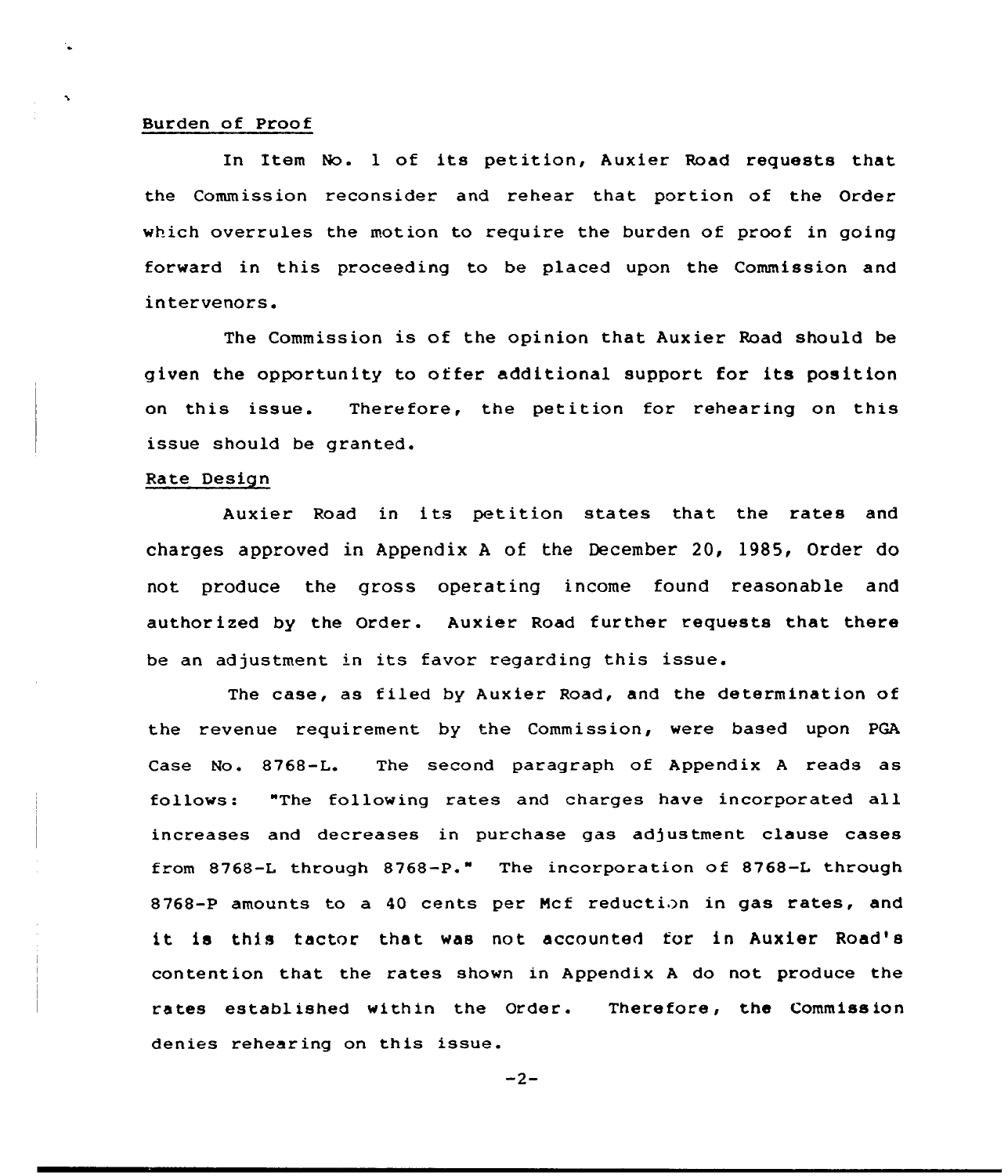## Burden of Proof

In Item No. 1 of its petition, Auxier Road requests that the Commission reconsider and rehear that portion of the Order which overrules the motion to require the burden of proof in going forward in this proceeding to be placed upon the Commission and intervenors.

The Commission is of the opinion that Auxier Road should be given the opportunity to offer additional support for its position on this issue. Therefore, the petition for rehearing on this issue should be granted.

## Rate Design

Auxier Road in its petition states that the rates and charges approved in Appendix A of the December 20, 1985, Order do not produce the gross operating income found reasonable and authorized by the Order. Auxier Road further requests that there be an adjustment in its favor regarding this issue.

The case, as filed by Auxier Road, and the determination of the revenue requirement by the Commission, were based upon PGA Case No. 8768-L. The second paragraph of Appendix A reads as follows: "The following rates and charges have incorporated all increases and decreases in purchase gas adjustment clause cases from 8768-L through 8768-P." The incorporation of 8768-L through 8768-P amounts to a 40 cents per Mcf reduction in gas rates, and it is this factor that was not accounted for in Auxier Road's contention that the rates shown in Appendix A do not produce the rates established within the Order. Therefore, the Commission denies rehearing on this issue.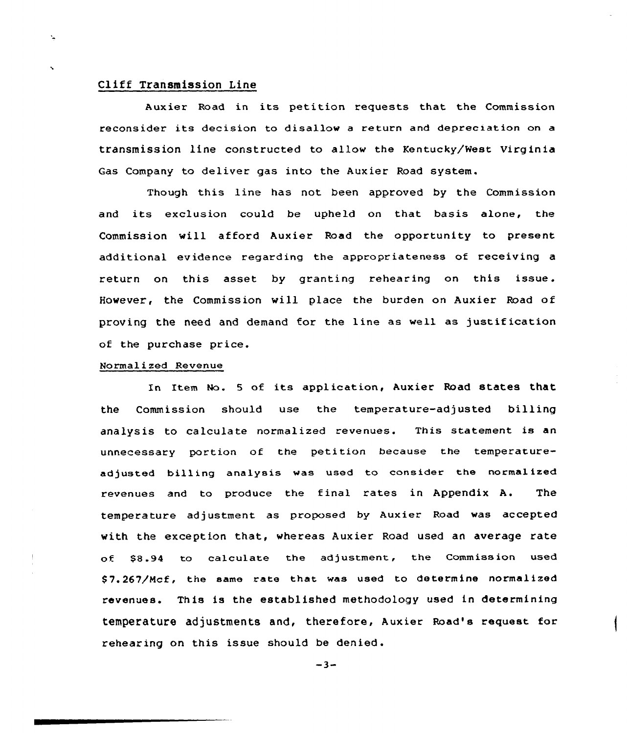## Cliff Transmission Line

Auxier Road in its petition requests that the Commission reconsider its decision to disallow a return and depreciation on a transmission line constructed to allow the Kentucky/West Virginia Gas Company to deliver gas into the Auxier Road system.

Though this line has not been approved by the Commission and its exclusion could be upheld on that basis alone, the Commission will afford Auxier Road the opportunity to present additional evidence regarding the appropriateness of receiving a return on this asset by granting rehearing on this issue. However, the Commission will place the burden on Auxier Road of proving the need and demand for the line as well as justification of the purchase price.

## Normalized Revenue

In Item No. 5 of its application, Auxier Road states that the Commission should use the temperature-adjusted billing analysis to calculate normalized revenues. This statement is an unnecessary portion of the petition because the temperature-adjusted billing analysis was used to consider the normalized revenues and to produce the final rates in Appendix A. The temperature adjustment as proposed by Auxier Road was accepted with the exception that, whereas Auxier Road used an average rate of $8.94 to calculate the adjustment, the Commission used $7.267/Mcf, the same rate that was used to determine normalized revenues. This is the established methodology used in determining temperature adjustments and, therefore, Auxier Road's request for rehearing on this issue should be denied.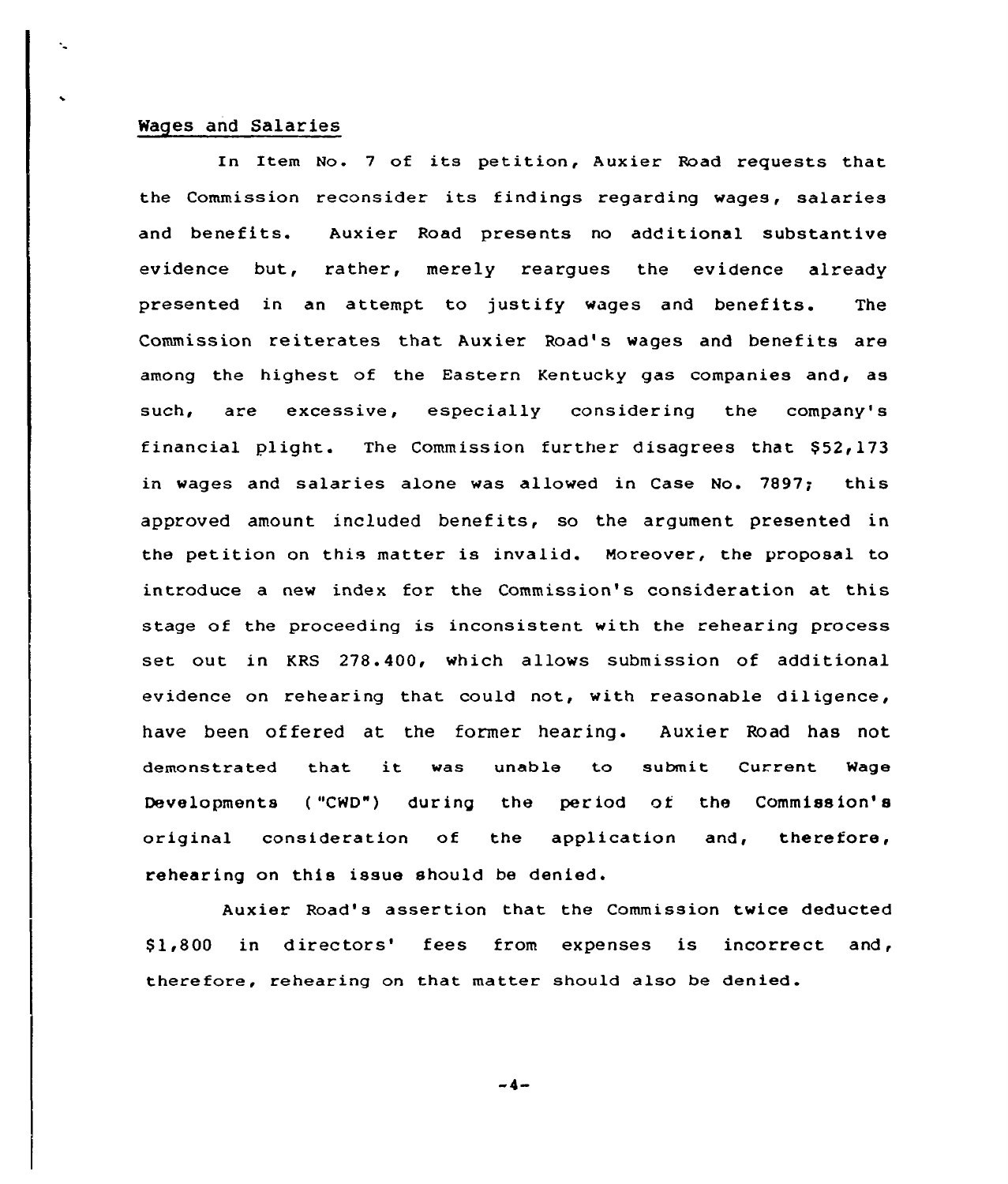## Wages and Salaries

In Item No. 7 of its petition, Auxier Road requests that the Commission reconsider its findings regarding wages, salaries and benefits. Auxier Road presents no additional substantive evidence but, rather, merely reargues the evidence already presented in an attempt to justify wages and benefits. The Commission reiterates that Auxier Road's wages and benefits are among the highest of the Eastern Kentucky gas companies and, as such, are excessive, especially considering the company's financial plight. The Commission further disagrees that $52,173 in wages and salaries alone was allowed in Case No. 7897; this approved amount included benefits, so the argument presented in the petition on this matter is invalid. Moreover, the proposal to introduce a new index for the Commission's consideration at this stage of the proceeding is inconsistent with the rehearing process set out in KRS 278.400, which allows submission of additional evidence on rehearing that could not, with reasonable diligence, have been offered at the former hearing. Auxier Road has not demonstrated that it was unable to submit Current Wage Developments ("CWD") during the period of the Commission's original consideration of the application and, therefore, rehearing on this issue should be denied.

Auxier Road's assertion that the Commission twice deducted $1,800 in directors' fees from expenses is incorrect and, therefore, rehearing on that matter should also be denied.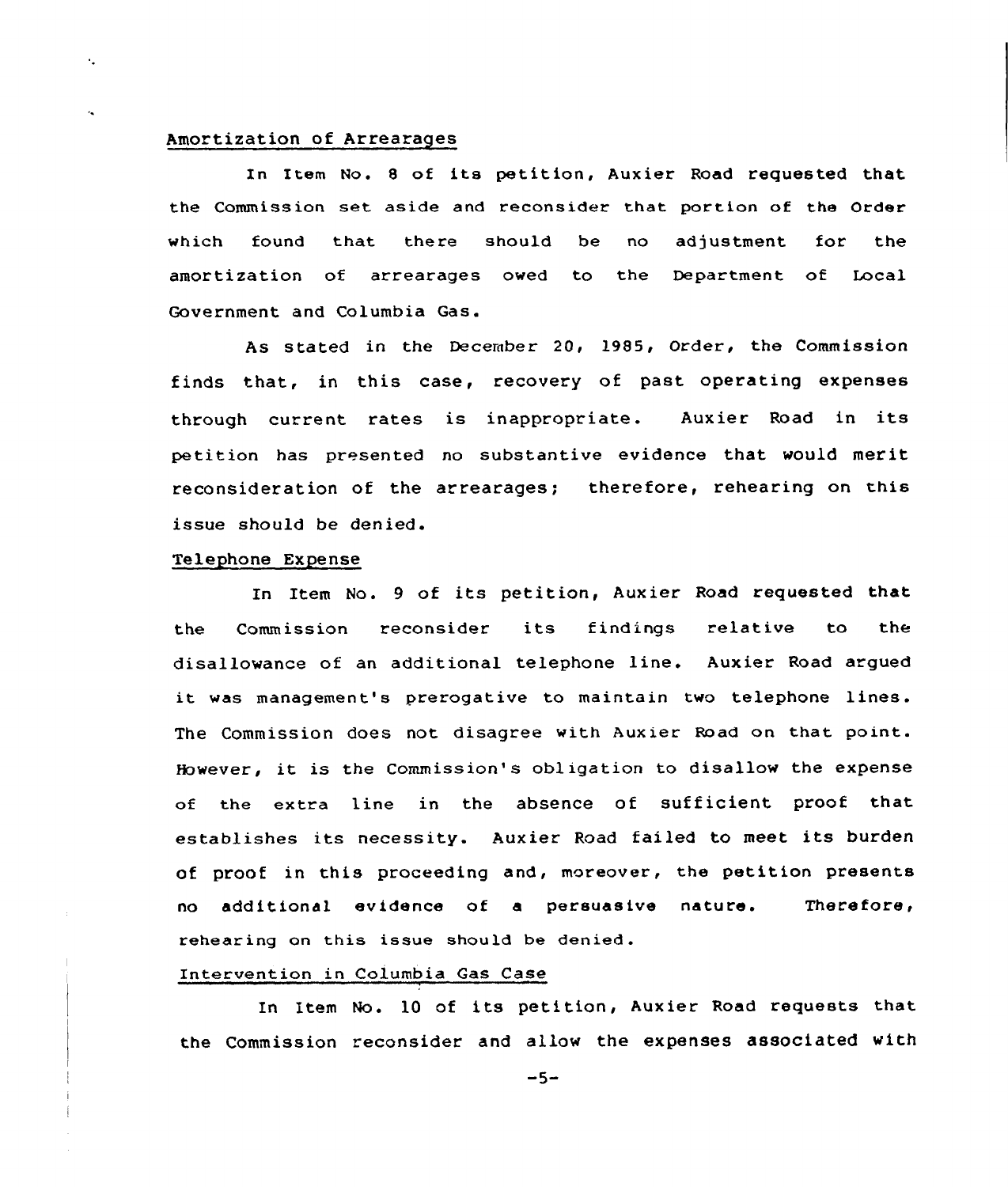Amortization of Arrearages

In Item No. 8 of its petition, Auxier Road requested that the Commission set aside and reconsider that portion of the Order which found that there should be no adjustment for the amortization of arrearages owed to the Department of Local Government and Columbia Gas.

As stated in the December 20, 1985, Order, the Commission finds that, in this case, recovery of past operating expenses through current rates is inappropriate. Auxier Road in its petition has presented no substantive evidence that would merit reconsideration of the arrearages; therefore, rehearing on this issue should be denied.

Telephone Expense

In Item No. 9 of its petition, Auxier Road requested that the Commission reconsider its findings relative to the disallowance of an additional telephone line. Auxier Road argued it was management's prerogative to maintain two telephone lines. The Commission does not disagree with Auxier Road on that point. However, it is the Commission's obligation to disallow the expense of the extra line in the absence of sufficient proof that establishes its necessity. Auxier Road failed to meet its burden of proof in this proceeding and, moreover, the petition presents no additional evidence of a persuasive nature. Therefore, rehearing on this issue should be denied.

Intervention in Columbia Gas Case

In Item No. 10 of its petition, Auxier Road requests that the Commission reconsider and allow the expenses associated with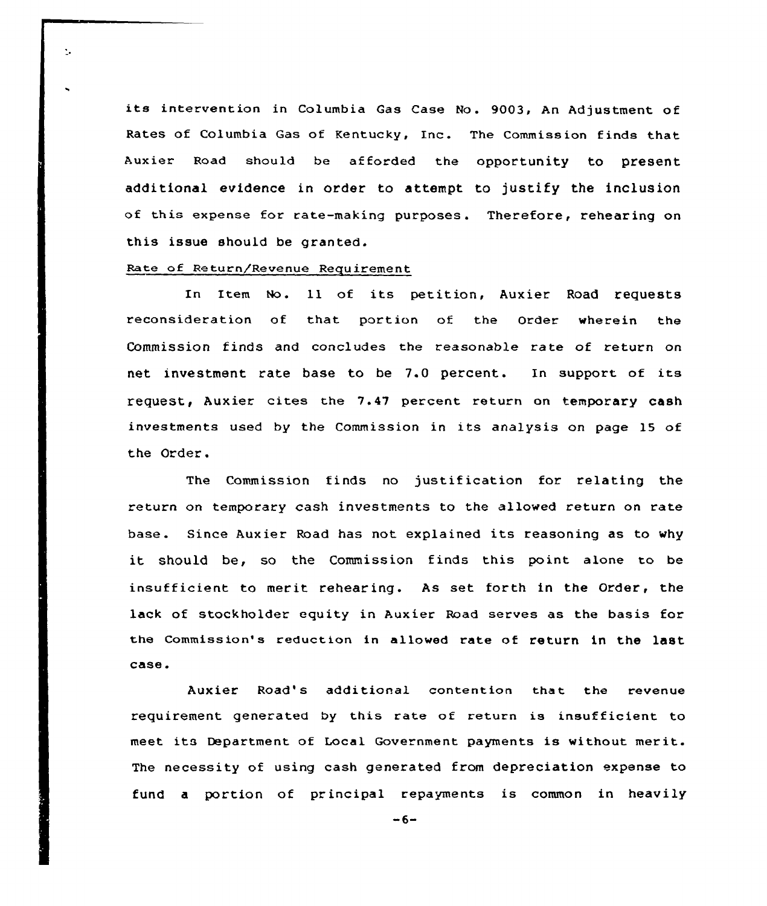its intervention in Columbia Gas Case No. 9003, An Adjustment of Rates of Columbia Gas of Kentucky, Inc. The Commission finds that Auxier Road should be afforded the opportunity to present additional evidence in order to attempt to justify the inclusion of this expense for rate-making purposes. Therefore, rehearing on this issue should be granted.

Rate of Return/Revenue Requirement

In Item No. 11 of its petition, Auxier Road requests reconsideration of that portion of the Order wherein the Commission finds and concludes the reasonable rate of return on net investment rate base to be 7.0 percent. In support of its request, Auxier cites the 7.47 percent return on temporary cash investments used by the Commission in its analysis on page 15 of the Order.

The Commission finds no justification for relating the return on temporary cash investments to the allowed return on rate base. Since Auxier Road has not explained its reasoning as to why it should be, so the Commission finds this point alone to be insufficient to merit rehearing. As set forth in the Order, the lack of stockholder equity in Auxier Road serves as the basis for the Commission's reduction in allowed rate of return in the last case.

Auxier Road's additional contention that the revenue requirement generated by this rate of return is insufficient to meet its Department of Local Government payments is without merit. The necessity of using cash generated from depreciation expense to fund a portion of principal repayments is common in heavily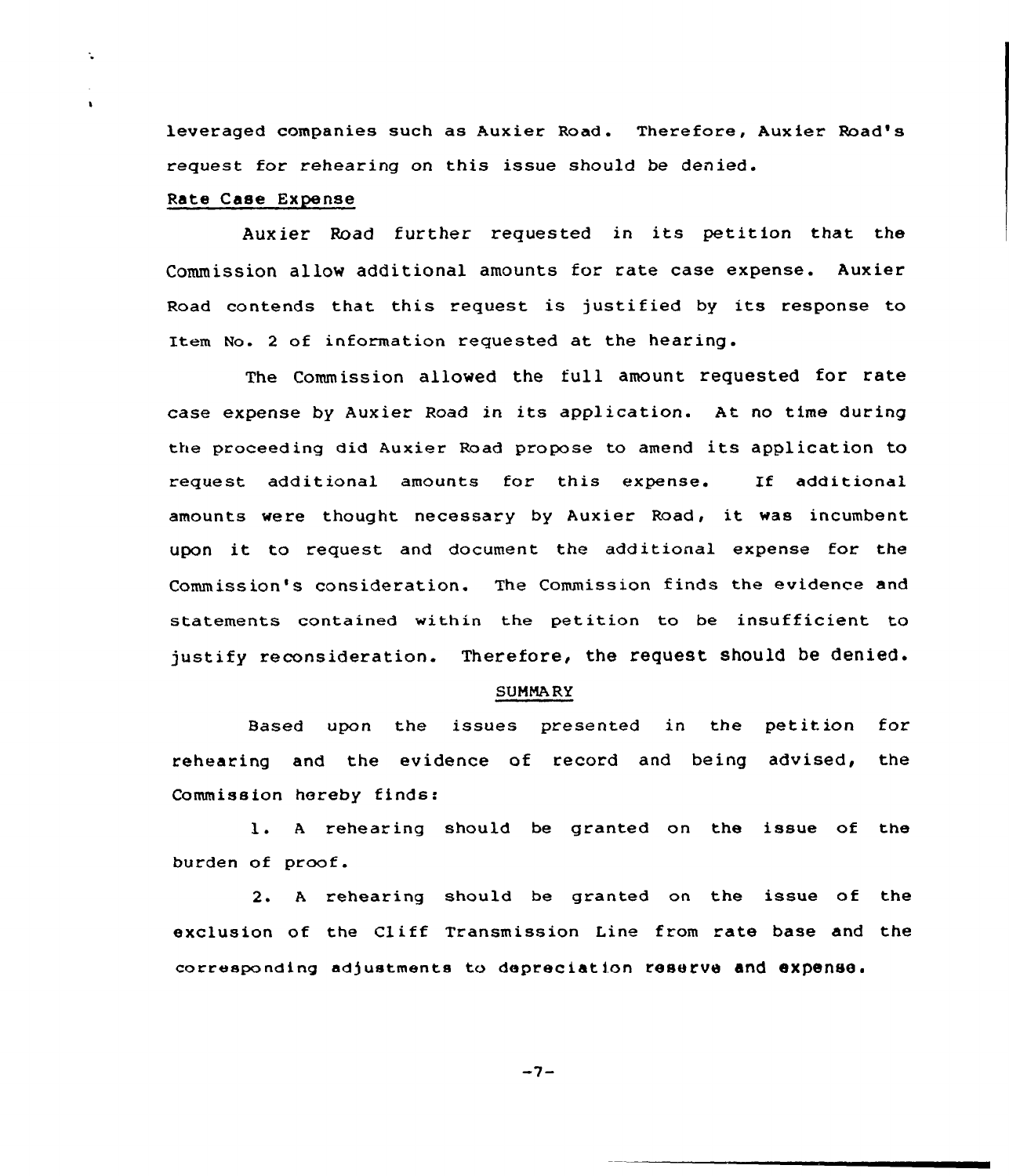leveraged companies such as Auxier Road. Therefore, Auxier Road's request for rehearing on this issue should be denied.

Rate Case Expense

Auxier Road further requested in its petition that the Commission allow additional amounts for rate case expense. Auxier Road contends that this request is justified by its response to Item No. 2 of information requested at the hearing.

The Commission allowed the full amount requested for rate case expense by Auxier Road in its application. At no time during the proceeding did Auxier Road propose to amend its application to request additional amounts for this expense. If additional amounts were thought necessary by Auxier Road, it was incumbent upon it to request and document the additional expense for the Commission's consideration. The Commission finds the evidence and statements contained within the petition to be insufficient to justify reconsideration. Therefore, the request should be denied.

SUMMARY

Based upon the issues presented in the petition for rehearing and the evidence of record and being advised, the Commission hereby finds:

1. A rehearing should be granted on the issue of the burden of proof.

2. A rehearing should be granted on the issue of the exclusion of the Cliff Transmission Line from rate base and the corresponding adjustments to depreciation reserve and expense.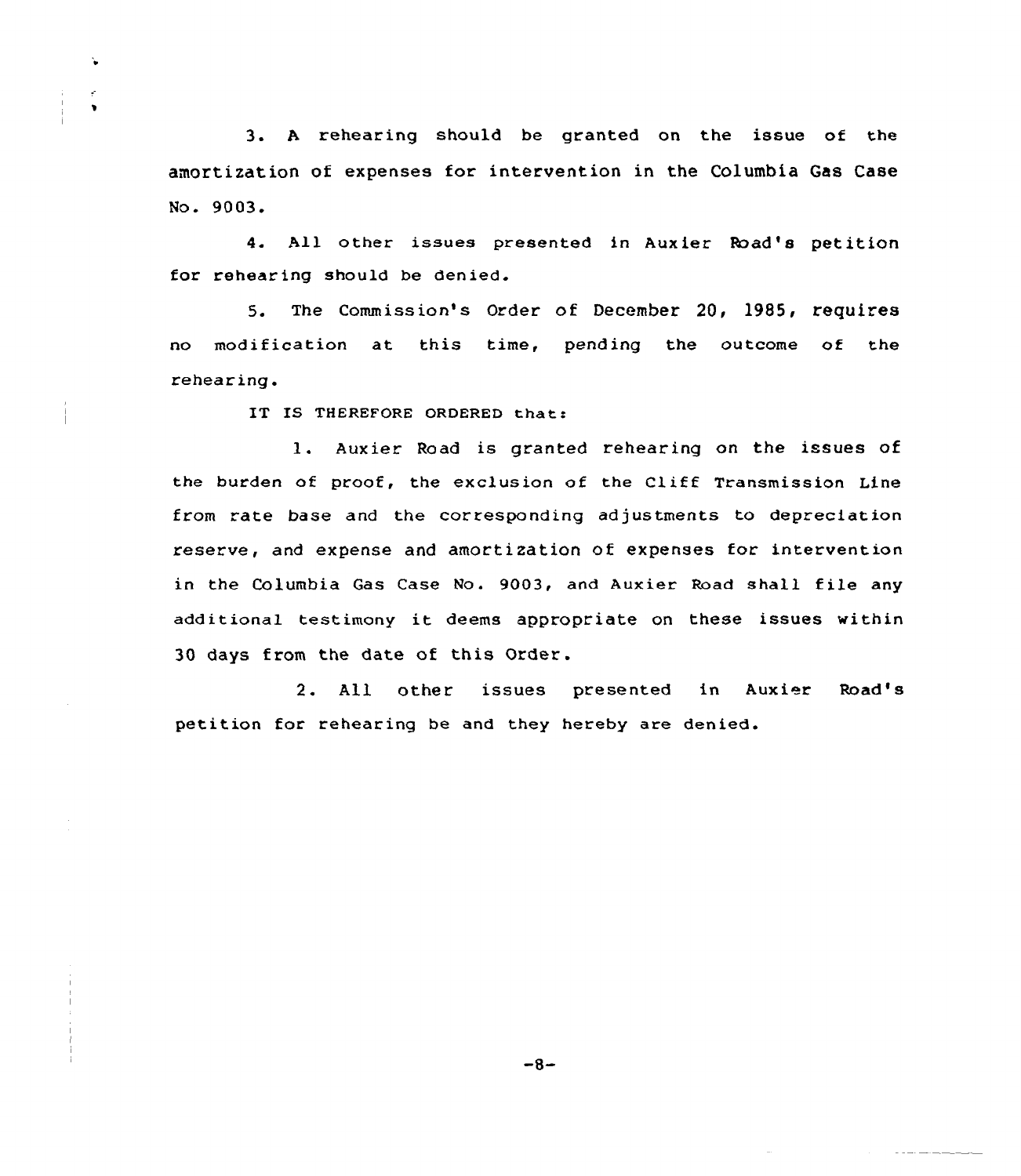3. A rehearing should be granted on the issue of the amortization of expenses for intervention in the Columbia Gas Case No. 9003.

4. All other issues presented in Auxier Road's petition for rehearing should be denied.

5. The Commission's Order of December 20, 1985, requires no modification at this time, pending the outcome of the rehearing.

IT IS THEREFORE ORDERED that:

1. Auxier Road is granted rehearing on the issues of the burden of proof, the exclusion of the Cliff Transmission Line from rate base and the corresponding adjustments to depreciation reserve, and expense and amortization of expenses for intervention in the Columbia Gas Case No. 9003, and Auxier Road shall file any additional testimony it deems appropriate on these issues within 30 days from the date of this Order.

2. All other issues presented in Auxier Road's petition for rehearing be and they hereby are denied.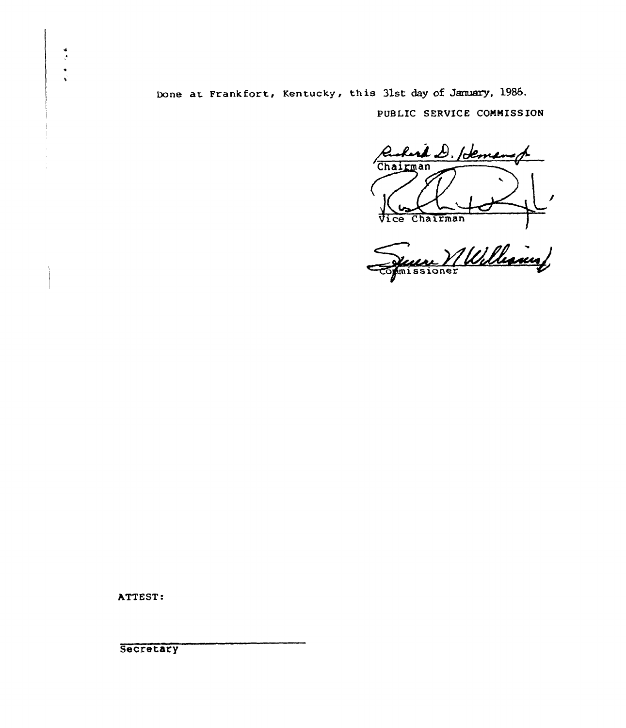Done at Frankfort, Kentucky, this 31st day of January, 1986.

PUBLIC SERVICE COMMISSION

Richard D. Hemenway Jr.
Chairman

Vice Chairman

Commissioner

ATTEST:

Secretary